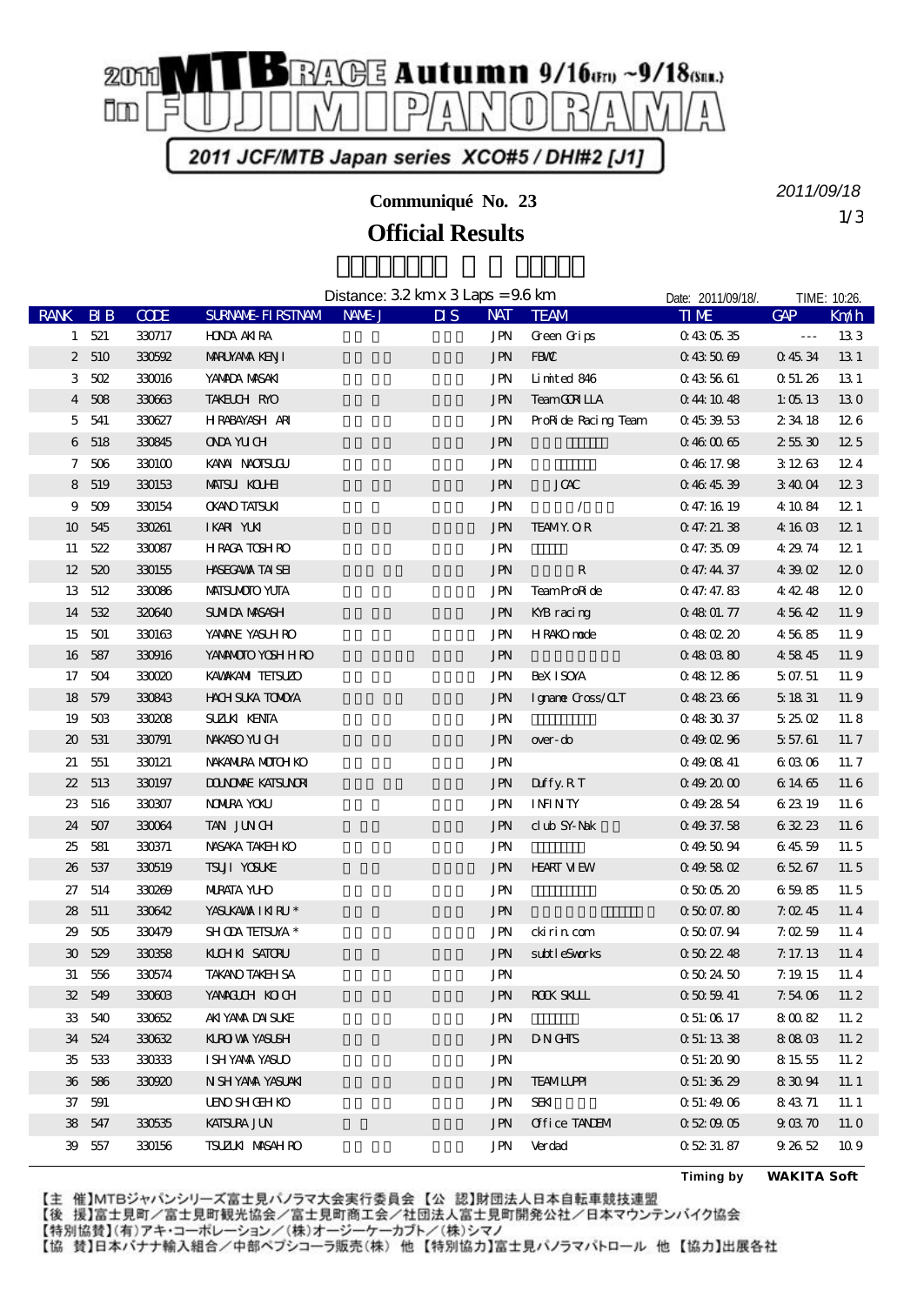# 2011 MTB RACE Autumn 9/16(Fri) ~9/18(Sun.) in FUJIMI PANORAMA

**2011 JCF/MTB Japan series XCO#5 / DHI#2 [J1]**

2011/09/18

## Communiqué No. 23

## Official Results

Distance: 3.2 km x 3 Laps = 9.6 km

Date: 2011/09/18/. TIME: 10:26.

| RANK | BIB | CODE | SURNAME-FIRSTNAM | NAME-J | DIS | NAT | TEAM | TIME | GAP | Km/h |
|---|---|---|---|---|---|---|---|---|---|---|
| 1 | 521 | 330717 | HONDA AKIRA | | | JPN | Green Grips | 0:43:05.35 | --- | 13.3 |
| 2 | 510 | 330592 | MARUYAMA KENJI | | | JPN | FBMC | 0:43:50.69 | 0:45.34 | 13.1 |
| 3 | 502 | 330016 | YAMADA MASAKI | | | JPN | Limited 846 | 0:43:56.61 | 0:51.26 | 13.1 |
| 4 | 508 | 330663 | TAKEUCH RYO | | | JPN | TeamGORILLA | 0:44:10.48 | 1:05.13 | 13.0 |
| 5 | 541 | 330627 | HIRABAYASH ARI | | | JPN | ProRide Racing Team | 0:45:39.53 | 2:34.18 | 12.6 |
| 6 | 518 | 330845 | ONDA YUICH | | | JPN | | 0:46:00.65 | 2:55.30 | 12.5 |
| 7 | 506 | 330100 | KANAI NAOTSUGU | | | JPN | | 0:46:17.98 | 3:12.63 | 12.4 |
| 8 | 519 | 330153 | MATSUI KOUHEI | | | JPN | JCAC | 0:46:45.39 | 3:40.04 | 12.3 |
| 9 | 509 | 330154 | OKANO TATSUKI | | | JPN | / | 0:47:16.19 | 4:10.84 | 12.1 |
| 10 | 545 | 330261 | IKARI YUKI | | | JPN | TEAMY.O.R | 0:47:21.38 | 4:16.03 | 12.1 |
| 11 | 522 | 330087 | HIRAGA TOSHIRO | | | JPN | | 0:47:35.09 | 4:29.74 | 12.1 |
| 12 | 520 | 330155 | HASEGAWA TAISEI | | | JPN | R | 0:47:44.37 | 4:39.02 | 12.0 |
| 13 | 512 | 330086 | MATSUMOTO YUTA | | | JPN | TeamProRide | 0:47:47.83 | 4:42.48 | 12.0 |
| 14 | 532 | 320640 | SUMIDA MASASH | | | JPN | KYB racing | 0:48:01.77 | 4:56.42 | 11.9 |
| 15 | 501 | 330163 | YAMANE YASUHIRO | | | JPN | HIRAKO mode | 0:48:02.20 | 4:56.85 | 11.9 |
| 16 | 587 | 330916 | YAMAMOTO YOSHIHIRO | | | JPN | | 0:48:03.80 | 4:58.45 | 11.9 |
| 17 | 504 | 330020 | KAWAKAMI TETSUZO | | | JPN | BeXISOYA | 0:48:12.86 | 5:07.51 | 11.9 |
| 18 | 579 | 330843 | HACHISUKA TOMOYA | | | JPN | Igname Cross/CLT | 0:48:23.66 | 5:18.31 | 11.9 |
| 19 | 503 | 330208 | SUZUKI KENTA | | | JPN | | 0:48:30.37 | 5:25.02 | 11.8 |
| 20 | 531 | 330791 | NAKASO YUICH | | | JPN | over-do | 0:49:02.96 | 5:57.61 | 11.7 |
| 21 | 551 | 330121 | NAKAMURA MOTOHIKO | | | JPN | | 0:49:08.41 | 6:03.06 | 11.7 |
| 22 | 513 | 330197 | DOUNOMAE KATSUNORI | | | JPN | Duffy.R.T | 0:49:20.00 | 6:14.65 | 11.6 |
| 23 | 516 | 330307 | NOMURA YOKU | | | JPN | INFINITY | 0:49:28.54 | 6:23.19 | 11.6 |
| 24 | 507 | 330064 | TANI JUNICHI | | | JPN | club SY-Nak | 0:49:37.58 | 6:32.23 | 11.6 |
| 25 | 581 | 330371 | NASAKA TAKEHIKO | | | JPN | | 0:49:50.94 | 6:45.59 | 11.5 |
| 26 | 537 | 330519 | TSUJI YOSUKE | | | JPN | HEART VIEW | 0:49:58.02 | 6:52.67 | 11.5 |
| 27 | 514 | 330269 | MURATA YUHO | | | JPN | | 0:50:05.20 | 6:59.85 | 11.5 |
| 28 | 511 | 330642 | YASUKAWA IKIRU * | | | JPN | | 0:50:07.80 | 7:02.45 | 11.4 |
| 29 | 505 | 330479 | SHIODA TETSUYA * | | | JPN | ckirin.com | 0:50:07.94 | 7:02.59 | 11.4 |
| 30 | 529 | 330358 | KUCHIKI SATORU | | | JPN | subtleSworks | 0:50:22.48 | 7:17.13 | 11.4 |
| 31 | 556 | 330574 | TAKANO TAKEHISA | | | JPN | | 0:50:24.50 | 7:19.15 | 11.4 |
| 32 | 549 | 330603 | YAMAGUCH KOICH | | | JPN | ROCK SKULL | 0:50:59.41 | 7:54.06 | 11.2 |
| 33 | 540 | 330652 | AKIYAMA DAISUKE | | | JPN | | 0:51:06.17 | 8:00.82 | 11.2 |
| 34 | 524 | 330632 | KUROIWA YASUSH | | | JPN | DNIGHTS | 0:51:13.38 | 8:08.03 | 11.2 |
| 35 | 533 | 330333 | ISHIYAMA YASUO | | | JPN | | 0:51:20.90 | 8:15.55 | 11.2 |
| 36 | 586 | 330920 | NISHIYAMA YASUAKI | | | JPN | TEAM LUPPI | 0:51:36.29 | 8:30.94 | 11.1 |
| 37 | 591 | | UENO SHIGEHIKO | | | JPN | SEKI | 0:51:49.06 | 8:43.71 | 11.1 |
| 38 | 547 | 330535 | KATSURA JUN | | | JPN | Office TANDEM | 0:52:09.05 | 9:03.70 | 11.0 |
| 39 | 557 | 330156 | TSUZUKI MASAHIRO | | | JPN | Verdad | 0:52:31.87 | 9:26.52 | 10.9 |

Timing by WAKITA Soft

【主 催】MTBジャパンシリーズ富士見パノラマ大会実行委員会 【公 認】財団法人日本自転車競技連盟
【後 援】富士見町／富士見町観光協会／富士見町商工会／社団法人富士見町開発公社／日本マウンテンバイク協会
【特別協賛】(有)アキ・コーポレーション／(株)オージーケーカブト／(株)シマノ
【協 賛】日本バナナ輸入組合／中部ペプシコーラ販売(株) 他 【特別協力】富士見パノラマパトロール 他 【協力】出展各社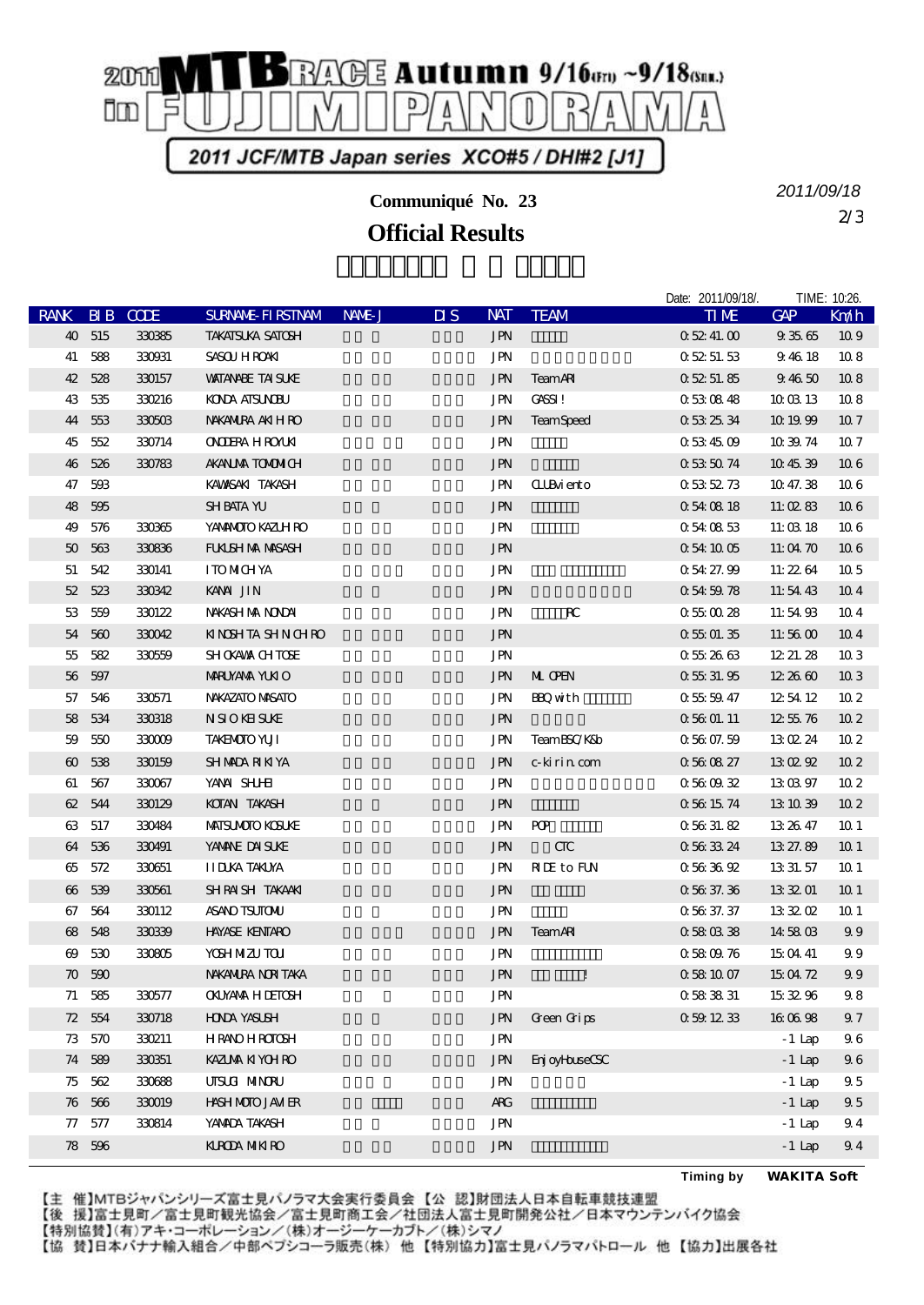# 2011 MTB RACE Autumn 9/16(Fri) ~9/18(Sun.) in FUJIMI PANORAMA

2011 JCF/MTB Japan series XCO#5 / DHI#2 [J1]

## Communiqué No. 23

2011/09/18

## Official Results

Date: 2011/09/18/. TIME: 10:26.

| RANK | BIB | CODE | SURNAME-FIRSTNAM | NAME-J | DIS | NAT | TEAM | TIME | GAP | Km/h |
|---|---|---|---|---|---|---|---|---|---|---|
| 40 | 515 | 330385 | TAKATSUKA SATOSHI | | | JPN | | 0:52:41.00 | 9:35.65 | 10.9 |
| 41 | 588 | 330931 | SASOU HIROAKI | | | JPN | | 0:52:51.53 | 9:46.18 | 10.8 |
| 42 | 528 | 330157 | WATANABE TAISUKE | | | JPN | TeamARI | 0:52:51.85 | 9:46.50 | 10.8 |
| 43 | 535 | 330216 | KONDA ATSUNOBU | | | JPN | GASSI! | 0:53:08.48 | 10:03.13 | 10.8 |
| 44 | 553 | 330503 | NAKAMURA AKIHIRO | | | JPN | TeamSpeed | 0:53:25.34 | 10:19.99 | 10.7 |
| 45 | 552 | 330714 | ONODERA HIROYUKI | | | JPN | | 0:53:45.09 | 10:39.74 | 10.7 |
| 46 | 526 | 330783 | AKANUMA TOMOMICHI | | | JPN | | 0:53:50.74 | 10:45.39 | 10.6 |
| 47 | 593 | | KAWASAKI TAKASHI | | | JPN | CLUBviento | 0:53:52.73 | 10:47.38 | 10.6 |
| 48 | 595 | | SHIBATA YU | | | JPN | | 0:54:08.18 | 11:02.83 | 10.6 |
| 49 | 576 | 330365 | YAMAMOTO KAZUHIRO | | | JPN | | 0:54:08.53 | 11:03.18 | 10.6 |
| 50 | 563 | 330836 | FUKUSHIMA MASASHI | | | JPN | | 0:54:10.05 | 11:04.70 | 10.6 |
| 51 | 542 | 330141 | ITO MICHIYA | | | JPN | | 0:54:27.99 | 11:22.64 | 10.5 |
| 52 | 523 | 330342 | KANAI JIN | | | JPN | | 0:54:59.78 | 11:54.43 | 10.4 |
| 53 | 559 | 330122 | NAKASHIMA NONDAI | | | JPN | RC | 0:55:00.28 | 11:54.93 | 10.4 |
| 54 | 560 | 330042 | KINOSHITA SHINICHIRO | | | JPN | | 0:55:01.35 | 11:56.00 | 10.4 |
| 55 | 582 | 330559 | SHIOKAWA CHITOSE | | | JPN | | 0:55:26.63 | 12:21.28 | 10.3 |
| 56 | 597 | | MARUYAMA YUKIO | | | JPN | ML OPEN | 0:55:31.95 | 12:26.60 | 10.3 |
| 57 | 546 | 330571 | NAKAZATO MASATO | | | JPN | BBQ with | 0:55:59.47 | 12:54.12 | 10.2 |
| 58 | 534 | 330318 | NISIO KEISUKE | | | JPN | | 0:56:01.11 | 12:55.76 | 10.2 |
| 59 | 550 | 330009 | TAKEMOTO YUJI | | | JPN | TeamBSC/K&b | 0:56:07.59 | 13:02.24 | 10.2 |
| 60 | 538 | 330159 | SHIMADA RIKIYA | | | JPN | c-kirin.com | 0:56:08.27 | 13:02.92 | 10.2 |
| 61 | 567 | 330067 | YANAI SHUHEI | | | JPN | | 0:56:09.32 | 13:03.97 | 10.2 |
| 62 | 544 | 330129 | KOTANI TAKASHI | | | JPN | | 0:56:15.74 | 13:10.39 | 10.2 |
| 63 | 517 | 330484 | MATSUMOTO KOSUKE | | | JPN | POP | 0:56:31.82 | 13:26.47 | 10.1 |
| 64 | 536 | 330491 | YAMANE DAISUKE | | | JPN | CTC | 0:56:33.24 | 13:27.89 | 10.1 |
| 65 | 572 | 330651 | IIDUKA TAKUYA | | | JPN | RIDE to FUN | 0:56:36.92 | 13:31.57 | 10.1 |
| 66 | 539 | 330561 | SHIRAISHI TAKAAKI | | | JPN | | 0:56:37.36 | 13:32.01 | 10.1 |
| 67 | 564 | 330112 | ASANO TSUTOMU | | | JPN | | 0:56:37.37 | 13:32.02 | 10.1 |
| 68 | 548 | 330339 | HAYASE KENTARO | | | JPN | TeamARI | 0:58:03.38 | 14:58.03 | 9.9 |
| 69 | 530 | 330805 | YOSHIMIZU TOUI | | | JPN | | 0:58:09.76 | 15:04.41 | 9.9 |
| 70 | 590 | | NAKAMURA NORITAKA | | | JPN | ! | 0:58:10.07 | 15:04.72 | 9.9 |
| 71 | 585 | 330577 | OKUYAMA HIDETOSHI | | | JPN | | 0:58:38.31 | 15:32.96 | 9.8 |
| 72 | 554 | 330718 | HONDA YASUSHI | | | JPN | Green Grips | 0:59:12.33 | 16:06.98 | 9.7 |
| 73 | 570 | 330211 | HIRANO HIROTOSHI | | | JPN | | | -1 Lap | 9.6 |
| 74 | 589 | 330351 | KAZUMA KIYOHIRO | | | JPN | EnjoyHouseCSC | | -1 Lap | 9.6 |
| 75 | 562 | 330688 | UTSUGI MINORU | | | JPN | | | -1 Lap | 9.5 |
| 76 | 566 | 330019 | HASHIMOTO JAVIER | | | ARG | | | -1 Lap | 9.5 |
| 77 | 577 | 330814 | YAMADA TAKASHI | | | JPN | | | -1 Lap | 9.4 |
| 78 | 596 | | KURODA MIKIRO | | | JPN | | | -1 Lap | 9.4 |

Timing by WAKITA Soft

【主 催】MTBジャパンシリーズ富士見パノラマ大会実行委員会 【公 認】財団法人日本自転車競技連盟
【後 援】富士見町／富士見町観光協会／富士見町商工会／社団法人富士見町開発公社／日本マウンテンバイク協会
【特別協賛】(有)アキ・コーポレーション／(株)オージーケーカブト／(株)シマノ
【協 賛】日本バナナ輸入組合／中部ペプシコーラ販売(株) 他 【特別協力】富士見パノラマパトロール 他 【協力】出展各社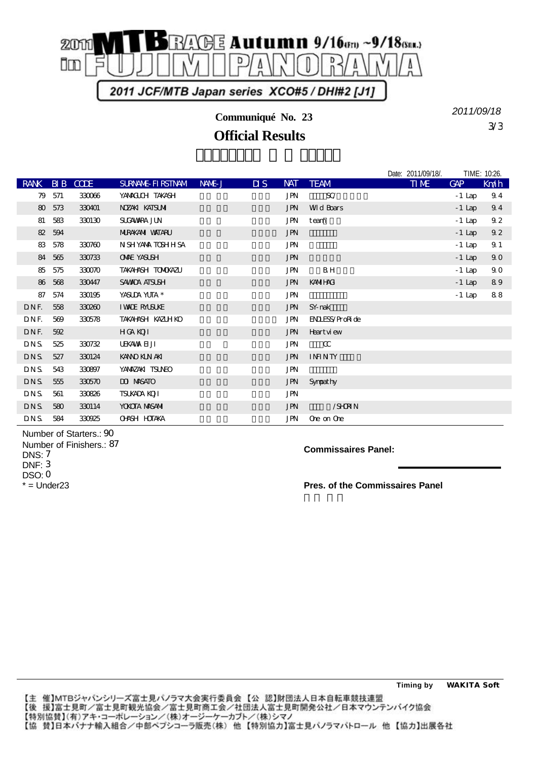2011 MTB RACE Autumn 9/16(Fri) ~9/18(Sun.) in FUJIMIPANORAMA

2011 JCF/MTB Japan series XCO#5 / DHI#2 [J1]

## Communiqué No. 23

2011/09/18

# Official Results

Date: 2011/09/18/. TIME: 10:26.

| RANK | BIB | CODE | SURNAME-FIRSTNAM | NAME-J | DIS | NAT | TEAM | TIME | GAP | Km/h |
|---|---|---|---|---|---|---|---|---|---|---|
| 79 | 571 | 330066 | YAMAGUCHI TAKASHI | | | JPN | SC/ | | -1 Lap | 9.4 |
| 80 | 573 | 330401 | NOZAKI KATSUMI | | | JPN | Wild Boars | | -1 Lap | 9.4 |
| 81 | 583 | 330130 | SUGAWARA JUN | | | JPN | team | | -1 Lap | 9.2 |
| 82 | 594 | | MURAKAMI WATARU | | | JPN | | | -1 Lap | 9.2 |
| 83 | 578 | 330760 | NISHIYAMA TOSHIHISA | | | JPN | | | -1 Lap | 9.1 |
| 84 | 565 | 330733 | OMAE YASUSHI | | | JPN | | | -1 Lap | 9.0 |
| 85 | 575 | 330070 | TAKAHASHI TOMOKAZU | | | JPN | BH | | -1 Lap | 9.0 |
| 86 | 568 | 330447 | SAWADA ATSUSHI | | | JPN | KAMIHAGI | | -1 Lap | 8.9 |
| 87 | 574 | 330195 | YASUDA YUTA * | | | JPN | | | -1 Lap | 8.8 |
| DNF. | 558 | 330260 | IWADE RYUSUKE | | | JPN | SY-nak | | | |
| DNF. | 569 | 330578 | TAKAHASHI KAZUHIKO | | | JPN | ENDLESS/ProRide | | | |
| DNF. | 592 | | HIGA KOJI | | | JPN | Heartview | | | |
| DNS. | 525 | 330732 | UEKAWA EIJI | | | JPN | CC | | | |
| DNS. | 527 | 330124 | KANNO KUNIAKI | | | JPN | INFINITY | | | |
| DNS. | 543 | 330897 | YAMAZAKI TSUNEO | | | JPN | | | | |
| DNS. | 555 | 330570 | DOI MASATO | | | JPN | Sympathy | | | |
| DNS. | 561 | 330826 | TSUKADA KOJI | | | JPN | | | | |
| DNS. | 580 | 330114 | YOKOTA MASAMI | | | JPN | /SHORIN | | | |
| DNS. | 584 | 330925 | OHASHI HOTAKA | | | JPN | One on One | | | |

Number of Starters.: 90
Number of Finishers.: 87
DNS: 7
DNF: 3
DSO: 0
* = Under23

**Commissaires Panel:**

**Pres. of the Commissaires Panel**

Timing by WAKITA Soft

【主 催】MTBジャパンシリーズ富士見パノラマ大会実行委員会 【公 認】財団法人日本自転車競技連盟
【後 援】富士見町／富士見町観光協会／富士見町商工会／社団法人富士見町開発公社／日本マウンテンバイク協会
【特別協賛】(有)アキ・コーポレーション／(株)オージーケーカブト／(株)シマノ
【協 賛】日本バナナ輸入組合／中部ペプシコーラ販売(株) 他 【特別協力】富士見パノラマパトロール 他 【協力】出展各社